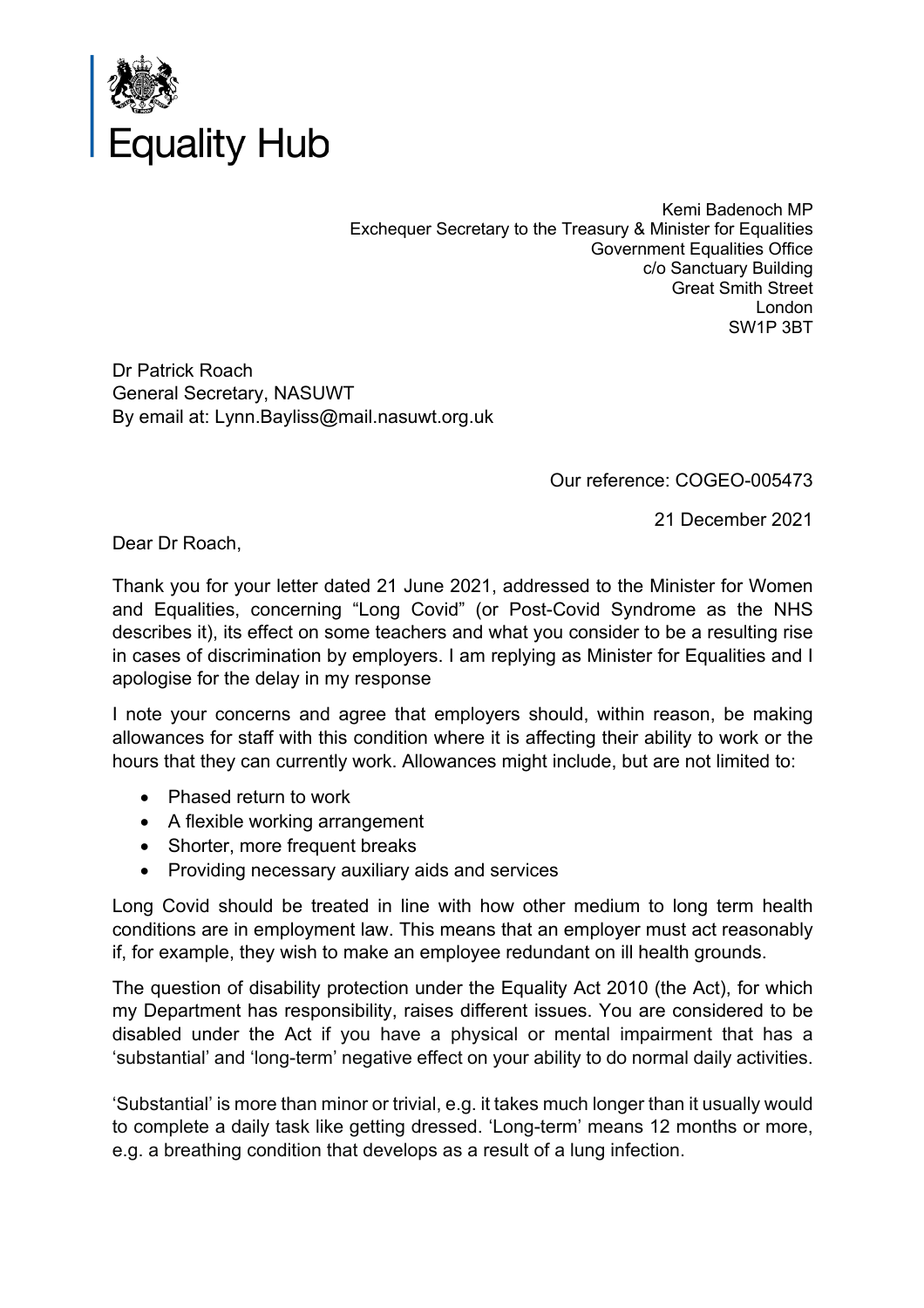Equality Hub

Kemi Badenoch MP
Exchequer Secretary to the Treasury & Minister for Equalities
Government Equalities Office
c/o Sanctuary Building
Great Smith Street
London
SW1P 3BT

Dr Patrick Roach
General Secretary, NASUWT
By email at: Lynn.Bayliss@mail.nasuwt.org.uk

Our reference: COGEO-005473

21 December 2021

Dear Dr Roach,

Thank you for your letter dated 21 June 2021, addressed to the Minister for Women and Equalities, concerning "Long Covid" (or Post-Covid Syndrome as the NHS describes it), its effect on some teachers and what you consider to be a resulting rise in cases of discrimination by employers. I am replying as Minister for Equalities and I apologise for the delay in my response

I note your concerns and agree that employers should, within reason, be making allowances for staff with this condition where it is affecting their ability to work or the hours that they can currently work. Allowances might include, but are not limited to:

- Phased return to work
- A flexible working arrangement
- Shorter, more frequent breaks
- Providing necessary auxiliary aids and services

Long Covid should be treated in line with how other medium to long term health conditions are in employment law. This means that an employer must act reasonably if, for example, they wish to make an employee redundant on ill health grounds.

The question of disability protection under the Equality Act 2010 (the Act), for which my Department has responsibility, raises different issues. You are considered to be disabled under the Act if you have a physical or mental impairment that has a 'substantial' and 'long-term' negative effect on your ability to do normal daily activities.

'Substantial' is more than minor or trivial, e.g. it takes much longer than it usually would to complete a daily task like getting dressed. 'Long-term' means 12 months or more, e.g. a breathing condition that develops as a result of a lung infection.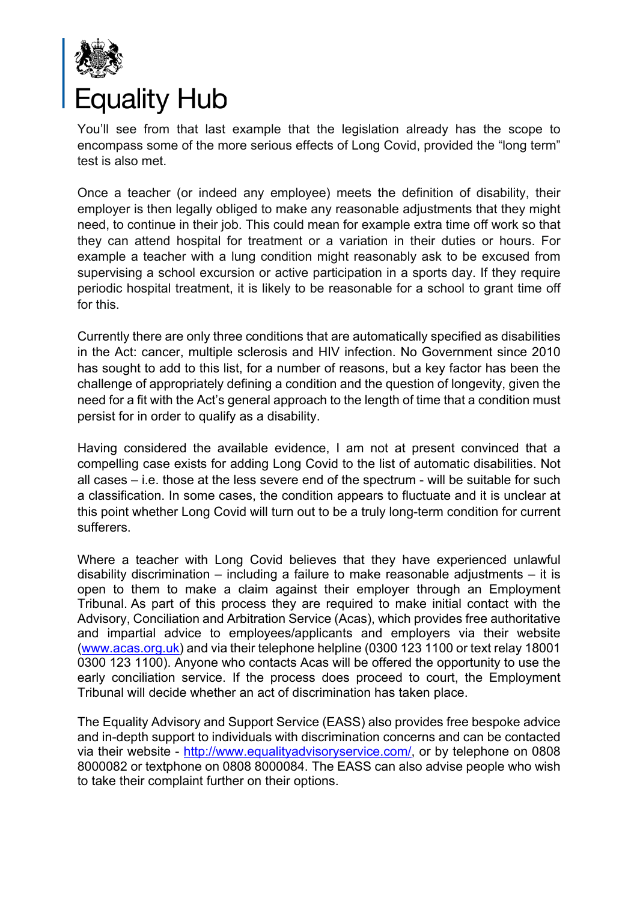You'll see from that last example that the legislation already has the scope to encompass some of the more serious effects of Long Covid, provided the "long term" test is also met.

Once a teacher (or indeed any employee) meets the definition of disability, their employer is then legally obliged to make any reasonable adjustments that they might need, to continue in their job. This could mean for example extra time off work so that they can attend hospital for treatment or a variation in their duties or hours. For example a teacher with a lung condition might reasonably ask to be excused from supervising a school excursion or active participation in a sports day. If they require periodic hospital treatment, it is likely to be reasonable for a school to grant time off for this.

Currently there are only three conditions that are automatically specified as disabilities in the Act: cancer, multiple sclerosis and HIV infection. No Government since 2010 has sought to add to this list, for a number of reasons, but a key factor has been the challenge of appropriately defining a condition and the question of longevity, given the need for a fit with the Act's general approach to the length of time that a condition must persist for in order to qualify as a disability.

Having considered the available evidence, I am not at present convinced that a compelling case exists for adding Long Covid to the list of automatic disabilities. Not all cases – i.e. those at the less severe end of the spectrum - will be suitable for such a classification. In some cases, the condition appears to fluctuate and it is unclear at this point whether Long Covid will turn out to be a truly long-term condition for current sufferers.

Where a teacher with Long Covid believes that they have experienced unlawful disability discrimination – including a failure to make reasonable adjustments – it is open to them to make a claim against their employer through an Employment Tribunal. As part of this process they are required to make initial contact with the Advisory, Conciliation and Arbitration Service (Acas), which provides free authoritative and impartial advice to employees/applicants and employers via their website (www.acas.org.uk) and via their telephone helpline (0300 123 1100 or text relay 18001 0300 123 1100). Anyone who contacts Acas will be offered the opportunity to use the early conciliation service. If the process does proceed to court, the Employment Tribunal will decide whether an act of discrimination has taken place.

The Equality Advisory and Support Service (EASS) also provides free bespoke advice and in-depth support to individuals with discrimination concerns and can be contacted via their website - http://www.equalityadvisoryservice.com/, or by telephone on 0808 8000082 or textphone on 0808 8000084. The EASS can also advise people who wish to take their complaint further on their options.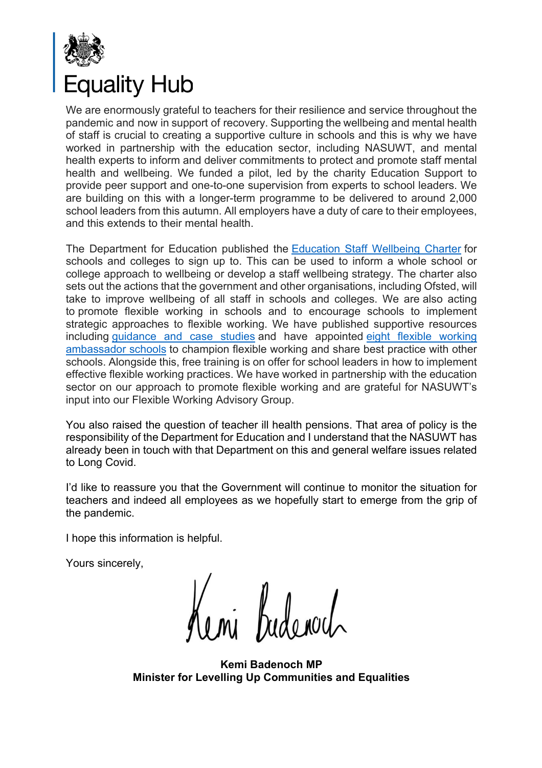# Equality Hub

We are enormously grateful to teachers for their resilience and service throughout the pandemic and now in support of recovery. Supporting the wellbeing and mental health of staff is crucial to creating a supportive culture in schools and this is why we have worked in partnership with the education sector, including NASUWT, and mental health experts to inform and deliver commitments to protect and promote staff mental health and wellbeing. We funded a pilot, led by the charity Education Support to provide peer support and one-to-one supervision from experts to school leaders. We are building on this with a longer-term programme to be delivered to around 2,000 school leaders from this autumn. All employers have a duty of care to their employees, and this extends to their mental health.

The Department for Education published the Education Staff Wellbeing Charter for schools and colleges to sign up to. This can be used to inform a whole school or college approach to wellbeing or develop a staff wellbeing strategy. The charter also sets out the actions that the government and other organisations, including Ofsted, will take to improve wellbeing of all staff in schools and colleges. We are also acting to promote flexible working in schools and to encourage schools to implement strategic approaches to flexible working. We have published supportive resources including guidance and case studies and have appointed eight flexible working ambassador schools to champion flexible working and share best practice with other schools. Alongside this, free training is on offer for school leaders in how to implement effective flexible working practices. We have worked in partnership with the education sector on our approach to promote flexible working and are grateful for NASUWT's input into our Flexible Working Advisory Group.

You also raised the question of teacher ill health pensions. That area of policy is the responsibility of the Department for Education and I understand that the NASUWT has already been in touch with that Department on this and general welfare issues related to Long Covid.

I'd like to reassure you that the Government will continue to monitor the situation for teachers and indeed all employees as we hopefully start to emerge from the grip of the pandemic.

I hope this information is helpful.

Yours sincerely,

Kemi Badenoch

**Kemi Badenoch MP**
**Minister for Levelling Up Communities and Equalities**